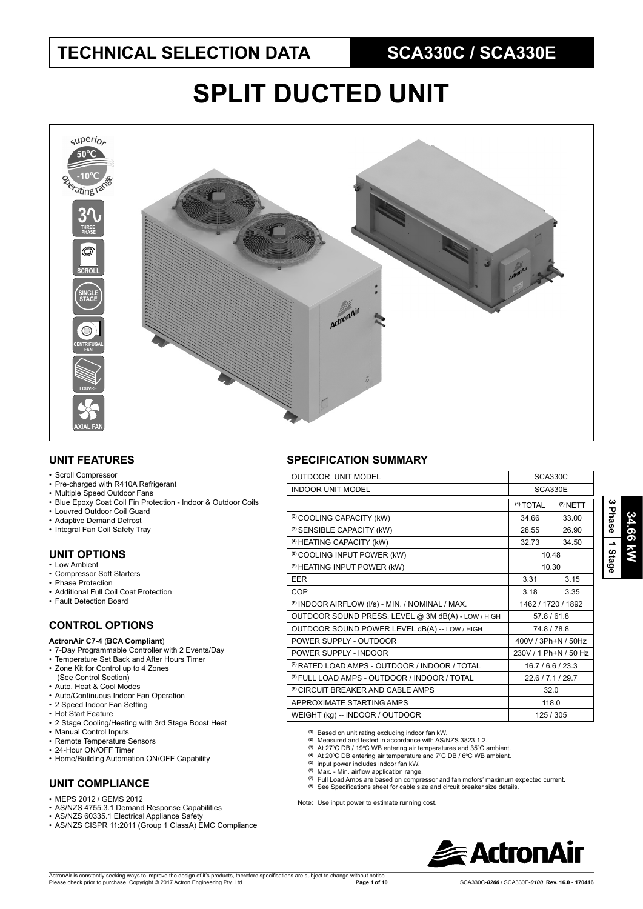# TECHNICAL SELECTION DATA

## SCA330C / SCA330E

# SPLIT DUCTED UNIT

superior 50°C -10°C operating range

3 PHASE | SCROLL | SINGLE STAGE | CENTRIFUGAL FAN | LOUVRE | AXIAL FAN

**34.66 kW** | 3 Phase | 1 Stage

### UNIT FEATURES

- Scroll Compressor
- Pre-charged with R410A Refrigerant
- Multiple Speed Outdoor Fans
- Blue Epoxy Coat Coil Fin Protection - Indoor & Outdoor Coils
- Louvred Outdoor Coil Guard
- Adaptive Demand Defrost
- Integral Fan Coil Safety Tray

### UNIT OPTIONS

- Low Ambient
- Compressor Soft Starters
- Phase Protection
- Additional Full Coil Coat Protection
- Fault Detection Board

### CONTROL OPTIONS

**ActronAir C7-4** (**BCA Compliant**)

- 7-Day Programmable Controller with 2 Events/Day
- Temperature Set Back and After Hours Timer
- Zone Kit for Control up to 4 Zones (See Control Section)
- Auto, Heat & Cool Modes
- Auto/Continuous Indoor Fan Operation
- 2 Speed Indoor Fan Setting
- Hot Start Feature
- 2 Stage Cooling/Heating with 3rd Stage Boost Heat
- Manual Control Inputs
- Remote Temperature Sensors
- 24-Hour ON/OFF Timer
- Home/Building Automation ON/OFF Capability

### UNIT COMPLIANCE

- MEPS 2012 / GEMS 2012
- AS/NZS 4755.3.1 Demand Response Capabilities
- AS/NZS 60335.1 Electrical Appliance Safety
- AS/NZS CISPR 11:2011 (Group 1 ClassA) EMC Compliance

### SPECIFICATION SUMMARY

| OUTDOOR UNIT MODEL | SCA330C | |
|---|---|---|
| INDOOR UNIT MODEL | SCA330E | |
| | (1) TOTAL | (2) NETT |
| (3) COOLING CAPACITY (kW) | 34.66 | 33.00 |
| (3) SENSIBLE CAPACITY (kW) | 28.55 | 26.90 |
| (4) HEATING CAPACITY (kW) | 32.73 | 34.50 |
| (5) COOLING INPUT POWER (kW) | 10.48 | |
| (5) HEATING INPUT POWER (kW) | 10.30 | |
| EER | 3.31 | 3.15 |
| COP | 3.18 | 3.35 |
| (6) INDOOR AIRFLOW (l/s) - MIN. / NOMINAL / MAX. | 1462 / 1720 / 1892 | |
| OUTDOOR SOUND PRESS. LEVEL @ 3M dB(A) - LOW / HIGH | 57.8 / 61.8 | |
| OUTDOOR SOUND POWER LEVEL dB(A) -- LOW / HIGH | 74.8 / 78.8 | |
| POWER SUPPLY - OUTDOOR | 400V / 3Ph+N / 50Hz | |
| POWER SUPPLY - INDOOR | 230V / 1 Ph+N / 50 Hz | |
| (2) RATED LOAD AMPS - OUTDOOR / INDOOR / TOTAL | 16.7 / 6.6 / 23.3 | |
| (7) FULL LOAD AMPS - OUTDOOR / INDOOR / TOTAL | 22.6 / 7.1 / 29.7 | |
| (8) CIRCUIT BREAKER AND CABLE AMPS | 32.0 | |
| APPROXIMATE STARTING AMPS | 118.0 | |
| WEIGHT (kg) -- INDOOR / OUTDOOR | 125 / 305 | |

(1) Based on unit rating excluding indoor fan kW.
(2) Measured and tested in accordance with AS/NZS 3823.1.2.
(3) At 27°C DB / 19°C WB entering air temperatures and 35°C ambient.
(4) At 20°C DB entering air temperature and 7°C DB / 6°C WB ambient.
(5) input power includes indoor fan kW.
(6) Max. - Min. airflow application range.
(7) Full Load Amps are based on compressor and fan motors' maximum expected current.
(8) See Specifications sheet for cable size and circuit breaker size details.

Note: Use input power to estimate running cost.

ActronAir is constantly seeking ways to improve the design of it's products, therefore specifications are subject to change without notice. Please check prior to purchase. Copyright © 2017 Actron Engineering Pty. Ltd.

SCA330C-*0200* / SCA330E-*0100* Rev. 16.0 - 170416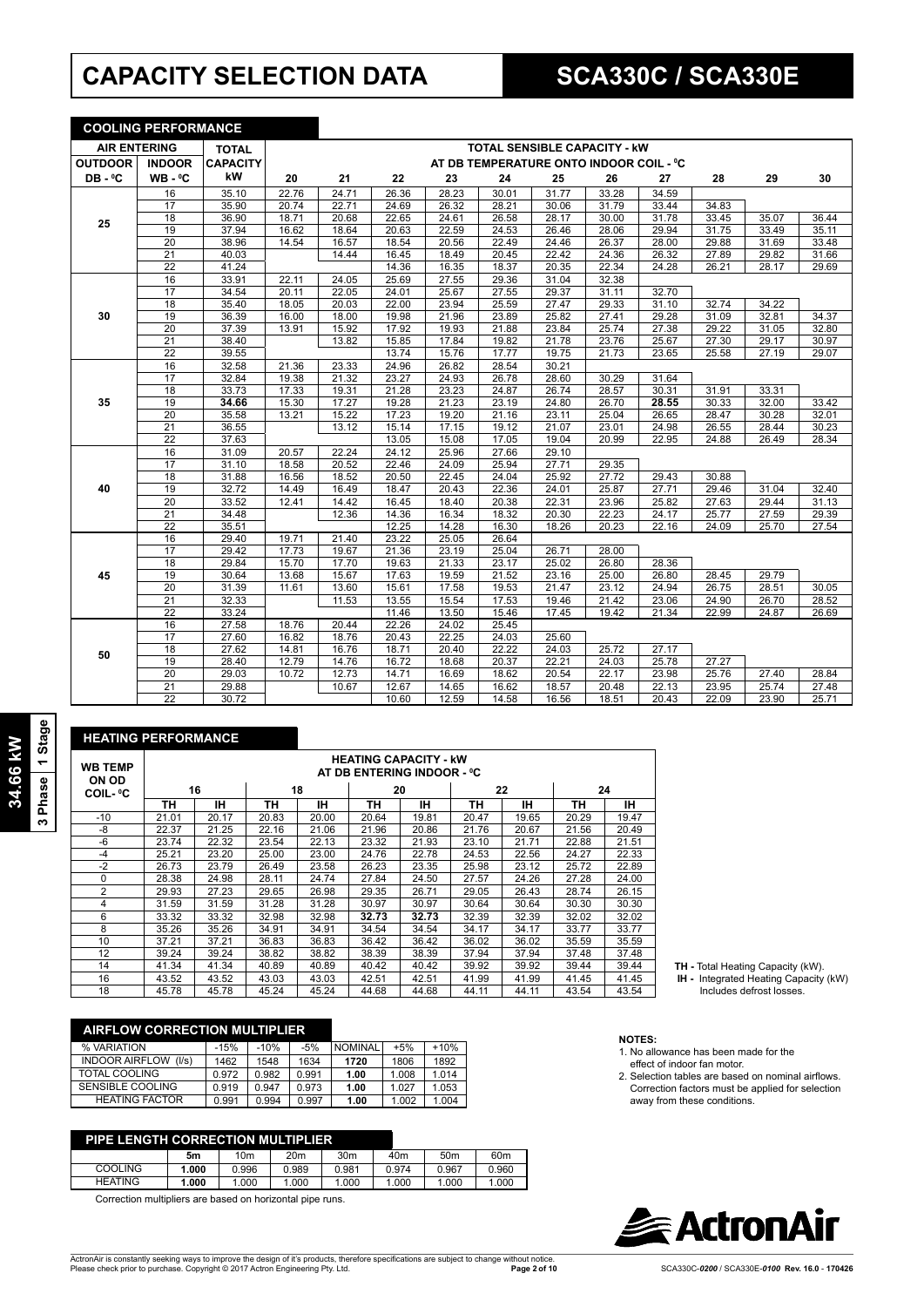# CAPACITY SELECTION DATA

# SCA330C / SCA330E

34.66 kW | 3 Phase | 1 Stage

## COOLING PERFORMANCE

| AIR ENTERING | | TOTAL | TOTAL SENSIBLE CAPACITY - kW | | | | | | | | | | |
|---|---|---|---|---|---|---|---|---|---|---|---|---|---|
| OUTDOOR | INDOOR | CAPACITY | AT DB TEMPERATURE ONTO INDOOR COIL - °C | | | | | | | | | | |
| DB - °C | WB - °C | kW | 20 | 21 | 22 | 23 | 24 | 25 | 26 | 27 | 28 | 29 | 30 |
| 25 | 16 | 35.10 | 22.76 | 24.71 | 26.36 | 28.23 | 30.01 | 31.77 | 33.28 | 34.59 | | | |
| | 17 | 35.90 | 20.74 | 22.71 | 24.69 | 26.32 | 28.21 | 30.06 | 31.79 | 33.44 | 34.83 | | |
| | 18 | 36.90 | 18.71 | 20.68 | 22.65 | 24.61 | 26.58 | 28.17 | 30.00 | 31.78 | 33.45 | 35.07 | 36.44 |
| | 19 | 37.94 | 16.62 | 18.64 | 20.63 | 22.59 | 24.53 | 26.46 | 28.06 | 29.94 | 31.75 | 33.49 | 35.11 |
| | 20 | 38.96 | 14.54 | 16.57 | 18.54 | 20.56 | 22.49 | 24.46 | 26.37 | 28.00 | 29.88 | 31.69 | 33.48 |
| | 21 | 40.03 | | 14.44 | 16.45 | 18.49 | 20.45 | 22.42 | 24.36 | 26.32 | 27.89 | 29.82 | 31.66 |
| | 22 | 41.24 | | | 14.36 | 16.35 | 18.37 | 20.35 | 22.34 | 24.28 | 26.21 | 28.17 | 29.69 |
| 30 | 16 | 33.91 | 22.11 | 24.05 | 25.69 | 27.55 | 29.36 | 31.04 | 32.38 | | | | |
| | 17 | 34.54 | 20.11 | 22.05 | 24.01 | 25.67 | 27.55 | 29.37 | 31.11 | 32.70 | | | |
| | 18 | 35.40 | 18.05 | 20.03 | 22.00 | 23.94 | 25.59 | 27.47 | 29.33 | 31.10 | 32.74 | 34.22 | |
| | 19 | 36.39 | 16.00 | 18.00 | 19.98 | 21.96 | 23.89 | 25.82 | 27.41 | 29.28 | 31.09 | 32.81 | 34.37 |
| | 20 | 37.39 | 13.91 | 15.92 | 17.92 | 19.93 | 21.88 | 23.84 | 25.74 | 27.38 | 29.22 | 31.05 | 32.80 |
| | 21 | 38.40 | | 13.82 | 15.85 | 17.84 | 19.82 | 21.78 | 23.76 | 25.67 | 27.30 | 29.17 | 30.97 |
| | 22 | 39.55 | | | 13.74 | 15.76 | 17.77 | 19.75 | 21.73 | 23.65 | 25.58 | 27.19 | 29.07 |
| 35 | 16 | 32.58 | 21.36 | 23.33 | 24.96 | 26.82 | 28.54 | 30.21 | | | | | |
| | 17 | 32.84 | 19.38 | 21.32 | 23.27 | 24.93 | 26.78 | 28.60 | 30.29 | 31.64 | | | |
| | 18 | 33.73 | 17.33 | 19.31 | 21.28 | 23.23 | 24.87 | 26.74 | 28.57 | 30.31 | 31.91 | 33.31 | |
| | 19 | **34.66** | 15.30 | 17.27 | 19.28 | 21.23 | 23.19 | 24.80 | 26.70 | **28.55** | 30.33 | 32.00 | 33.42 |
| | 20 | 35.58 | 13.21 | 15.22 | 17.23 | 19.20 | 21.16 | 23.11 | 25.04 | 26.65 | 28.47 | 30.28 | 32.01 |
| | 21 | 36.55 | | 13.12 | 15.14 | 17.15 | 19.12 | 21.07 | 23.01 | 24.98 | 26.55 | 28.44 | 30.23 |
| | 22 | 37.63 | | | 13.05 | 15.08 | 17.05 | 19.04 | 20.99 | 22.95 | 24.88 | 26.49 | 28.34 |
| 40 | 16 | 31.09 | 20.57 | 22.24 | 24.12 | 25.96 | 27.66 | 29.10 | | | | | |
| | 17 | 31.10 | 18.58 | 20.52 | 22.46 | 24.09 | 25.94 | 27.71 | 29.35 | | | | |
| | 18 | 31.88 | 16.56 | 18.52 | 20.50 | 22.45 | 24.04 | 25.92 | 27.72 | 29.43 | 30.88 | | |
| | 19 | 32.72 | 14.49 | 16.49 | 18.47 | 20.43 | 22.36 | 24.01 | 25.87 | 27.71 | 29.46 | 31.04 | 32.40 |
| | 20 | 33.52 | 12.41 | 14.42 | 16.45 | 18.40 | 20.38 | 22.31 | 23.96 | 25.82 | 27.63 | 29.44 | 31.13 |
| | 21 | 34.48 | | 12.36 | 14.36 | 16.34 | 18.32 | 20.30 | 22.23 | 24.17 | 25.77 | 27.59 | 29.39 |
| | 22 | 35.51 | | | 12.25 | 14.28 | 16.30 | 18.26 | 20.23 | 22.16 | 24.09 | 25.70 | 27.54 |
| 45 | 16 | 29.40 | 19.71 | 21.40 | 23.22 | 25.05 | 26.64 | | | | | | |
| | 17 | 29.42 | 17.73 | 19.67 | 21.36 | 23.19 | 25.04 | 26.71 | 28.00 | | | | |
| | 18 | 29.84 | 15.70 | 17.70 | 19.63 | 21.33 | 23.17 | 25.02 | 26.80 | 28.36 | | | |
| | 19 | 30.64 | 13.68 | 15.67 | 17.63 | 19.59 | 21.52 | 23.16 | 25.00 | 26.80 | 28.45 | 29.79 | |
| | 20 | 31.39 | 11.61 | 13.60 | 15.61 | 17.58 | 19.53 | 21.47 | 23.12 | 24.94 | 26.75 | 28.51 | 30.05 |
| | 21 | 32.33 | | 11.53 | 13.55 | 15.54 | 17.53 | 19.46 | 21.42 | 23.06 | 24.90 | 26.70 | 28.52 |
| | 22 | 33.24 | | | 11.46 | 13.50 | 15.46 | 17.45 | 19.42 | 21.34 | 22.99 | 24.87 | 26.69 |
| 50 | 16 | 27.58 | 18.76 | 20.44 | 22.26 | 24.02 | 25.45 | | | | | | |
| | 17 | 27.60 | 16.82 | 18.76 | 20.43 | 22.25 | 24.03 | 25.60 | | | | | |
| | 18 | 27.62 | 14.81 | 16.76 | 18.71 | 20.40 | 22.22 | 24.03 | 25.72 | 27.17 | | | |
| | 19 | 28.40 | 12.79 | 14.76 | 16.72 | 18.68 | 20.37 | 22.21 | 24.03 | 25.78 | 27.27 | | |
| | 20 | 29.03 | 10.72 | 12.73 | 14.71 | 16.69 | 18.62 | 20.54 | 22.17 | 23.98 | 25.76 | 27.40 | 28.84 |
| | 21 | 29.88 | | 10.67 | 12.67 | 14.65 | 16.62 | 18.57 | 20.48 | 22.13 | 23.95 | 25.74 | 27.48 |
| | 22 | 30.72 | | | 10.60 | 12.59 | 14.58 | 16.56 | 18.51 | 20.43 | 22.09 | 23.90 | 25.71 |

## HEATING PERFORMANCE

| WB TEMP ON OD COIL- °C | HEATING CAPACITY - kW AT DB ENTERING INDOOR - °C | | | | | | | | | |
|---|---|---|---|---|---|---|---|---|---|---|
| | 16 | | 18 | | 20 | | 22 | | 24 | |
| | TH | IH | TH | IH | TH | IH | TH | IH | TH | IH |
| -10 | 21.01 | 20.17 | 20.83 | 20.00 | 20.64 | 19.81 | 20.47 | 19.65 | 20.29 | 19.47 |
| -8 | 22.37 | 21.25 | 22.16 | 21.06 | 21.96 | 20.86 | 21.76 | 20.67 | 21.56 | 20.49 |
| -6 | 23.74 | 22.32 | 23.54 | 22.13 | 23.32 | 21.93 | 23.10 | 21.71 | 22.88 | 21.51 |
| -4 | 25.21 | 23.20 | 25.00 | 23.00 | 24.76 | 22.78 | 24.53 | 22.56 | 24.27 | 22.33 |
| -2 | 26.73 | 23.79 | 26.49 | 23.58 | 26.23 | 23.35 | 25.98 | 23.12 | 25.72 | 22.89 |
| 0 | 28.38 | 24.98 | 28.11 | 24.74 | 27.84 | 24.50 | 27.57 | 24.26 | 27.28 | 24.00 |
| 2 | 29.93 | 27.23 | 29.65 | 26.98 | 29.35 | 26.71 | 29.05 | 26.43 | 28.74 | 26.15 |
| 4 | 31.59 | 31.59 | 31.28 | 31.28 | 30.97 | 30.97 | 30.64 | 30.64 | 30.30 | 30.30 |
| 6 | 33.32 | 33.32 | 32.98 | 32.98 | **32.73** | **32.73** | 32.39 | 32.39 | 32.02 | 32.02 |
| 8 | 35.26 | 35.26 | 34.91 | 34.91 | 34.54 | 34.54 | 34.17 | 34.17 | 33.77 | 33.77 |
| 10 | 37.21 | 37.21 | 36.83 | 36.83 | 36.42 | 36.42 | 36.02 | 36.02 | 35.59 | 35.59 |
| 12 | 39.24 | 39.24 | 38.82 | 38.82 | 38.39 | 38.39 | 37.94 | 37.94 | 37.48 | 37.48 |
| 14 | 41.34 | 41.34 | 40.89 | 40.89 | 40.42 | 40.42 | 39.92 | 39.92 | 39.44 | 39.44 |
| 16 | 43.52 | 43.52 | 43.03 | 43.03 | 42.51 | 42.51 | 41.99 | 41.99 | 41.45 | 41.45 |
| 18 | 45.78 | 45.78 | 45.24 | 45.24 | 44.68 | 44.68 | 44.11 | 44.11 | 43.54 | 43.54 |

**TH -** Total Heating Capacity (kW).
**IH -** Integrated Heating Capacity (kW) Includes defrost losses.

## AIRFLOW CORRECTION MULTIPLIER

| % VARIATION | -15% | -10% | -5% | NOMINAL | +5% | +10% |
|---|---|---|---|---|---|---|
| INDOOR AIRFLOW (l/s) | 1462 | 1548 | 1634 | 1720 | 1806 | 1892 |
| TOTAL COOLING | 0.972 | 0.982 | 0.991 | 1.00 | 1.008 | 1.014 |
| SENSIBLE COOLING | 0.919 | 0.947 | 0.973 | 1.00 | 1.027 | 1.053 |
| HEATING FACTOR | 0.991 | 0.994 | 0.997 | 1.00 | 1.002 | 1.004 |

**NOTES:**

1. No allowance has been made for the effect of indoor fan motor.
2. Selection tables are based on nominal airflows. Correction factors must be applied for selection away from these conditions.

## PIPE LENGTH CORRECTION MULTIPLIER

| | 5m | 10m | 20m | 30m | 40m | 50m | 60m |
|---|---|---|---|---|---|---|---|
| COOLING | 1.000 | 0.996 | 0.989 | 0.981 | 0.974 | 0.967 | 0.960 |
| HEATING | 1.000 | 1.000 | 1.000 | 1.000 | 1.000 | 1.000 | 1.000 |

Correction multipliers are based on horizontal pipe runs.

ActronAir is constantly seeking ways to improve the design of it's products, therefore specifications are subject to change without notice. Please check prior to purchase. Copyright © 2017 Actron Engineering Pty. Ltd.

SCA330C-0200 / SCA330E-0100 Rev. 16.0 - 170426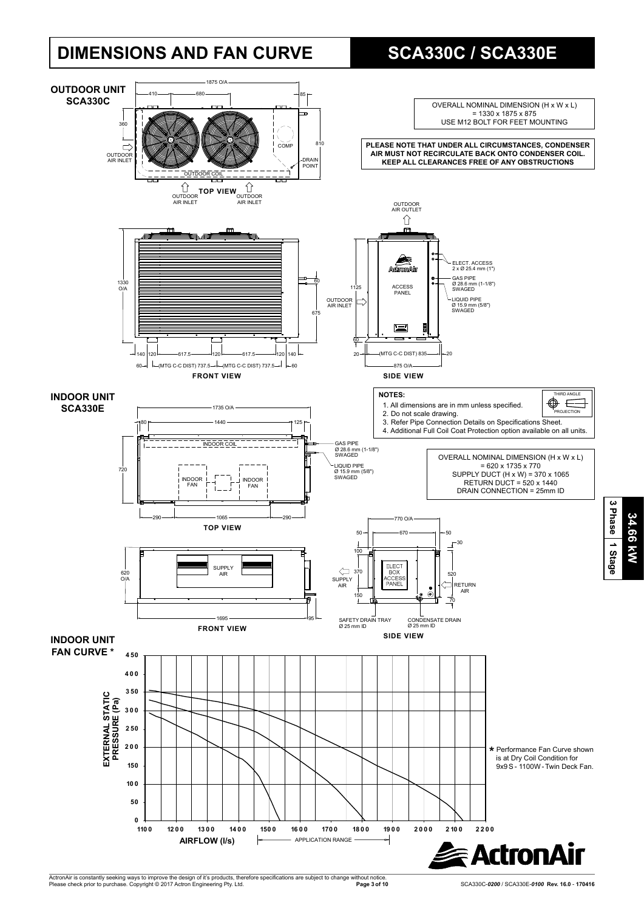# DIMENSIONS AND FAN CURVE

## SCA330C / SCA330E

### OUTDOOR UNIT SCA330C

OVERALL NOMINAL DIMENSION (H x W x L)
= 1330 x 1875 x 875
USE M12 BOLT FOR FEET MOUNTING

**PLEASE NOTE THAT UNDER ALL CIRCUMSTANCES, CONDENSER AIR MUST NOT RECIRCULATE BACK ONTO CONDENSER COIL. KEEP ALL CLEARANCES FREE OF ANY OBSTRUCTIONS**

TOP VIEW: 1875 O/A; 410; 680; 85; 360; 810; OUTDOOR AIR INLET; COMP; DRAIN POINT; OUTDOOR COIL; OUTDOOR AIR INLET; OUTDOOR AIR INLET

FRONT VIEW: 1330 O/A; 60; 675; 140; 120; 617.5; 120; 617.5; 120; 140; 60; (MTG C-C DIST) 737.5; (MTG C-C DIST) 737.5; 60

SIDE VIEW: OUTDOOR AIR OUTLET; ELECT. ACCESS 2 x Ø 25.4 mm (1"); GAS PIPE Ø 28.6 mm (1-1/8") SWAGED; LIQUID PIPE Ø 15.9 mm (5/8") SWAGED; ACCESS PANEL; OUTDOOR AIR INLET; 1125; 60; 20; (MTG C-C DIST) 835; 20; 875 O/A

### INDOOR UNIT SCA330E

**NOTES:**

1. All dimensions are in mm unless specified.
2. Do not scale drawing.
3. Refer Pipe Connection Details on Specifications Sheet.
4. Additional Full Coil Coat Protection option available on all units.

THIRD ANGLE PROJECTION

OVERALL NOMINAL DIMENSION (H x W x L)
= 620 x 1735 x 770
SUPPLY DUCT (H x W) = 370 x 1065
RETURN DUCT = 520 x 1440
DRAIN CONNECTION = 25mm ID

TOP VIEW: 1735 O/A; 80; 1440; 125; 720; INDOOR COIL; INDOOR FAN; INDOOR FAN; 290; 1065; 290; GAS PIPE Ø 28.6 mm (1-1/8") SWAGED; LIQUID PIPE Ø 15.9 mm (5/8") SWAGED

FRONT VIEW: 620 O/A; SUPPLY AIR; 1695; 95

SIDE VIEW: 770 O/A; 50; 670; 50; 30; 100; 370; 150; 520; 70; ELECT BOX ACCESS PANEL; SUPPLY AIR; RETURN AIR; SAFETY DRAIN TRAY Ø 25 mm ID; CONDENSATE DRAIN Ø 25 mm ID

### INDOOR UNIT FAN CURVE *

EXTERNAL STATIC PRESSURE (Pa): 0 – 450
AIRFLOW (l/s): 1100 – 2200
APPLICATION RANGE

* Performance Fan Curve shown is at Dry Coil Condition for 9x9 S - 1100W - Twin Deck Fan.

34.66 kW | 3 Phase | 1 Stage

ActronAir is constantly seeking ways to improve the design of it's products, therefore specifications are subject to change without notice.
Please check prior to purchase. Copyright © 2017 Actron Engineering Pty. Ltd.

SCA330C-*0200* / SCA330E-*0100* **Rev. 16.0 - 170416**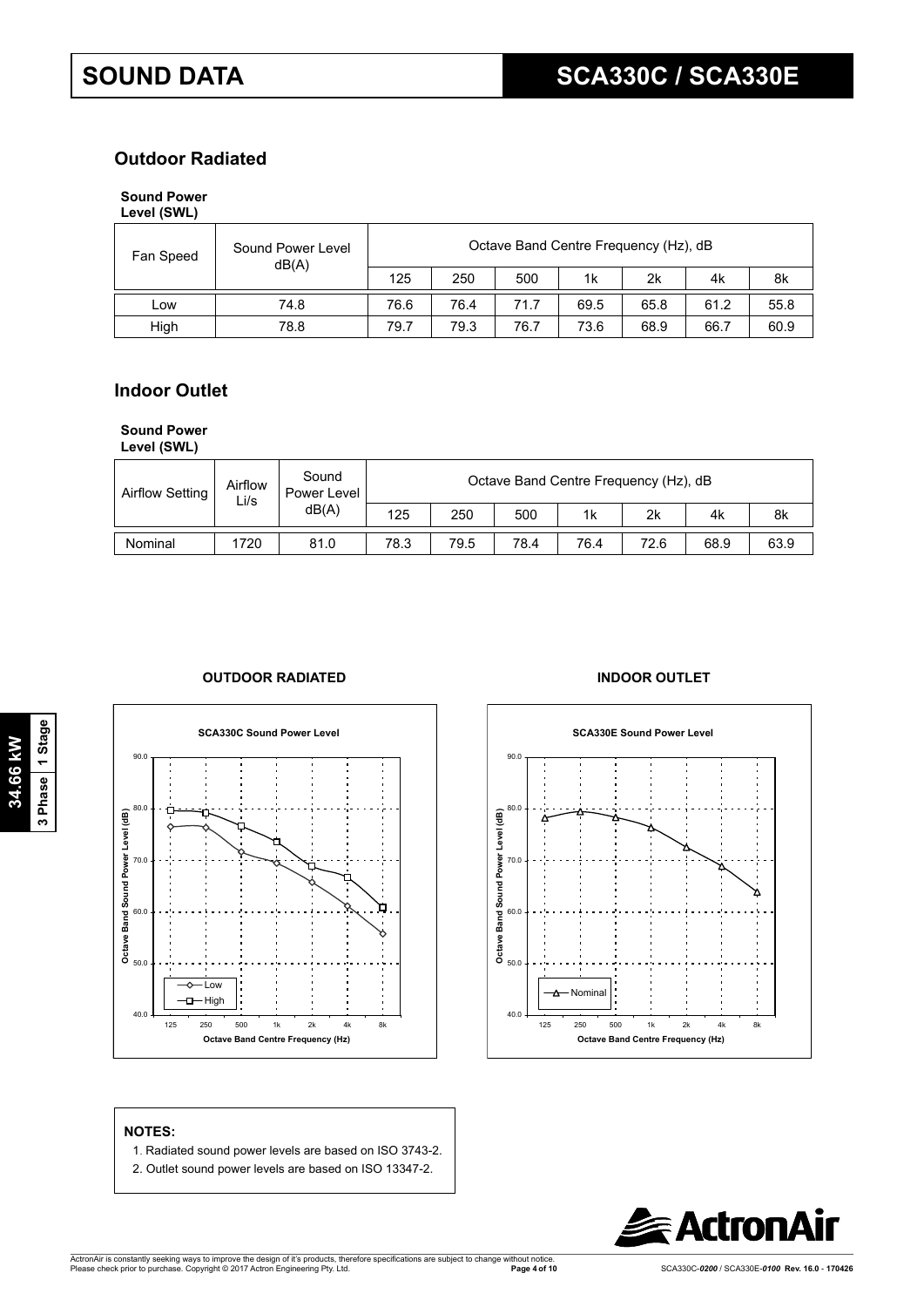# SOUND DATA

# SCA330C / SCA330E

## Outdoor Radiated

**Sound Power Level (SWL)**

| Fan Speed | Sound Power Level dB(A) | Octave Band Centre Frequency (Hz), dB | | | | | | |
|---|---|---|---|---|---|---|---|---|
| | | 125 | 250 | 500 | 1k | 2k | 4k | 8k |
| Low | 74.8 | 76.6 | 76.4 | 71.7 | 69.5 | 65.8 | 61.2 | 55.8 |
| High | 78.8 | 79.7 | 79.3 | 76.7 | 73.6 | 68.9 | 66.7 | 60.9 |

## Indoor Outlet

**Sound Power Level (SWL)**

| Airflow Setting | Airflow Li/s | Sound Power Level dB(A) | Octave Band Centre Frequency (Hz), dB | | | | | | |
|---|---|---|---|---|---|---|---|---|---|
| | | | 125 | 250 | 500 | 1k | 2k | 4k | 8k |
| Nominal | 1720 | 81.0 | 78.3 | 79.5 | 78.4 | 76.4 | 72.6 | 68.9 | 63.9 |

**OUTDOOR RADIATED**

**SCA330C Sound Power Level**

**INDOOR OUTLET**

**SCA330E Sound Power Level**

34.66 kW — 3 Phase — 1 Stage

**NOTES:**

1. Radiated sound power levels are based on ISO 3743-2.
2. Outlet sound power levels are based on ISO 13347-2.

ActronAir is constantly seeking ways to improve the design of it's products, therefore specifications are subject to change without notice. Please check prior to purchase. Copyright © 2017 Actron Engineering Pty. Ltd.

SCA330C-0200 / SCA330E-0100 Rev. 16.0 - 170426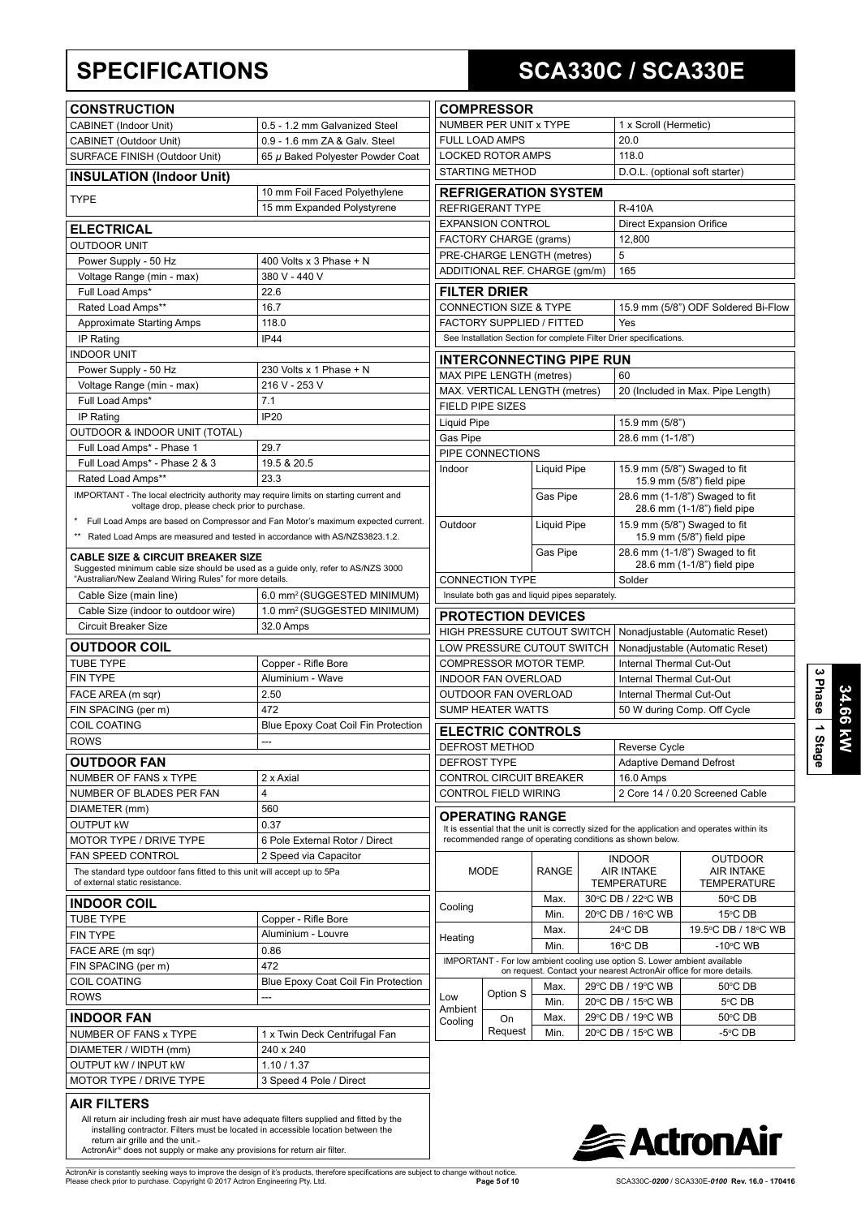# SPECIFICATIONS

# SCA330C / SCA330E

## CONSTRUCTION

| CONSTRUCTION | |
|---|---|
| CABINET (Indoor Unit) | 0.5 - 1.2 mm Galvanized Steel |
| CABINET (Outdoor Unit) | 0.9 - 1.6 mm ZA & Galv. Steel |
| SURFACE FINISH (Outdoor Unit) | 65 μ Baked Polyester Powder Coat |

## INSULATION (Indoor Unit)

| INSULATION (Indoor Unit) | |
|---|---|
| TYPE | 10 mm Foil Faced Polyethylene |
| | 15 mm Expanded Polystyrene |

## ELECTRICAL

| ELECTRICAL | |
|---|---|
| OUTDOOR UNIT | |
| Power Supply - 50 Hz | 400 Volts x 3 Phase + N |
| Voltage Range (min - max) | 380 V - 440 V |
| Full Load Amps* | 22.6 |
| Rated Load Amps** | 16.7 |
| Approximate Starting Amps | 118.0 |
| IP Rating | IP44 |
| INDOOR UNIT | |
| Power Supply - 50 Hz | 230 Volts x 1 Phase + N |
| Voltage Range (min - max) | 216 V - 253 V |
| Full Load Amps* | 7.1 |
| IP Rating | IP20 |
| OUTDOOR & INDOOR UNIT (TOTAL) | |
| Full Load Amps* - Phase 1 | 29.7 |
| Full Load Amps* - Phase 2 & 3 | 19.5 & 20.5 |
| Rated Load Amps** | 23.3 |

IMPORTANT - The local electricity authority may require limits on starting current and voltage drop, please check prior to purchase.

\* Full Load Amps are based on Compressor and Fan Motor's maximum expected current.

\*\* Rated Load Amps are measured and tested in accordance with AS/NZS3823.1.2.

**CABLE SIZE & CIRCUIT BREAKER SIZE**

Suggested minimum cable size should be used as a guide only, refer to AS/NZS 3000 "Australian/New Zealand Wiring Rules" for more details.

| | |
|---|---|
| Cable Size (main line) | 6.0 mm² (SUGGESTED MINIMUM) |
| Cable Size (indoor to outdoor wire) | 1.0 mm² (SUGGESTED MINIMUM) |
| Circuit Breaker Size | 32.0 Amps |

## OUTDOOR COIL

| OUTDOOR COIL | |
|---|---|
| TUBE TYPE | Copper - Rifle Bore |
| FIN TYPE | Aluminium - Wave |
| FACE AREA (m sqr) | 2.50 |
| FIN SPACING (per m) | 472 |
| COIL COATING | Blue Epoxy Coat Coil Fin Protection |
| ROWS | --- |

## OUTDOOR FAN

| OUTDOOR FAN | |
|---|---|
| NUMBER OF FANS x TYPE | 2 x Axial |
| NUMBER OF BLADES PER FAN | 4 |
| DIAMETER (mm) | 560 |
| OUTPUT kW | 0.37 |
| MOTOR TYPE / DRIVE TYPE | 6 Pole External Rotor / Direct |
| FAN SPEED CONTROL | 2 Speed via Capacitor |

The standard type outdoor fans fitted to this unit will accept up to 5Pa of external static resistance.

## INDOOR COIL

| INDOOR COIL | |
|---|---|
| TUBE TYPE | Copper - Rifle Bore |
| FIN TYPE | Aluminium - Louvre |
| FACE ARE (m sqr) | 0.86 |
| FIN SPACING (per m) | 472 |
| COIL COATING | Blue Epoxy Coat Coil Fin Protection |
| ROWS | --- |

## INDOOR FAN

| INDOOR FAN | |
|---|---|
| NUMBER OF FANS x TYPE | 1 x Twin Deck Centrifugal Fan |
| DIAMETER / WIDTH (mm) | 240 x 240 |
| OUTPUT kW / INPUT kW | 1.10 / 1.37 |
| MOTOR TYPE / DRIVE TYPE | 3 Speed 4 Pole / Direct |

## AIR FILTERS

All return air including fresh air must have adequate filters supplied and fitted by the installing contractor. Filters must be located in accessible location between the return air grille and the unit.-

ActronAir® does not supply or make any provisions for return air filter.

## COMPRESSOR

| COMPRESSOR | |
|---|---|
| NUMBER PER UNIT x TYPE | 1 x Scroll (Hermetic) |
| FULL LOAD AMPS | 20.0 |
| LOCKED ROTOR AMPS | 118.0 |
| STARTING METHOD | D.O.L. (optional soft starter) |

## REFRIGERATION SYSTEM

| REFRIGERATION SYSTEM | |
|---|---|
| REFRIGERANT TYPE | R-410A |
| EXPANSION CONTROL | Direct Expansion Orifice |
| FACTORY CHARGE (grams) | 12,800 |
| PRE-CHARGE LENGTH (metres) | 5 |
| ADDITIONAL REF. CHARGE (gm/m) | 165 |

## FILTER DRIER

| FILTER DRIER | |
|---|---|
| CONNECTION SIZE & TYPE | 15.9 mm (5/8") ODF Soldered Bi-Flow |
| FACTORY SUPPLIED / FITTED | Yes |

See Installation Section for complete Filter Drier specifications.

## INTERCONNECTING PIPE RUN

| INTERCONNECTING PIPE RUN | | |
|---|---|---|
| MAX PIPE LENGTH (metres) | | 60 |
| MAX. VERTICAL LENGTH (metres) | | 20 (Included in Max. Pipe Length) |
| FIELD PIPE SIZES | | |
| Liquid Pipe | | 15.9 mm (5/8") |
| Gas Pipe | | 28.6 mm (1-1/8") |
| PIPE CONNECTIONS | | |
| Indoor | Liquid Pipe | 15.9 mm (5/8") Swaged to fit 15.9 mm (5/8") field pipe |
| | Gas Pipe | 28.6 mm (1-1/8") Swaged to fit 28.6 mm (1-1/8") field pipe |
| Outdoor | Liquid Pipe | 15.9 mm (5/8") Swaged to fit 15.9 mm (5/8") field pipe |
| | Gas Pipe | 28.6 mm (1-1/8") Swaged to fit 28.6 mm (1-1/8") field pipe |
| CONNECTION TYPE | | Solder |

Insulate both gas and liquid pipes separately.

## PROTECTION DEVICES

| PROTECTION DEVICES | |
|---|---|
| HIGH PRESSURE CUTOUT SWITCH | Nonadjustable (Automatic Reset) |
| LOW PRESSURE CUTOUT SWITCH | Nonadjustable (Automatic Reset) |
| COMPRESSOR MOTOR TEMP. | Internal Thermal Cut-Out |
| INDOOR FAN OVERLOAD | Internal Thermal Cut-Out |
| OUTDOOR FAN OVERLOAD | Internal Thermal Cut-Out |
| SUMP HEATER WATTS | 50 W during Comp. Off Cycle |

## ELECTRIC CONTROLS

| ELECTRIC CONTROLS | |
|---|---|
| DEFROST METHOD | Reverse Cycle |
| DEFROST TYPE | Adaptive Demand Defrost |
| CONTROL CIRCUIT BREAKER | 16.0 Amps |
| CONTROL FIELD WIRING | 2 Core 14 / 0.20 Screened Cable |

## OPERATING RANGE

It is essential that the unit is correctly sized for the application and operates within its recommended range of operating conditions as shown below.

| MODE | | RANGE | INDOOR AIR INTAKE TEMPERATURE | OUTDOOR AIR INTAKE TEMPERATURE |
|---|---|---|---|---|
| Cooling | | Max. | 30°C DB / 22°C WB | 50°C DB |
| | | Min. | 20°C DB / 16°C WB | 15°C DB |
| Heating | | Max. | 24°C DB | 19.5°C DB / 18°C WB |
| | | Min. | 16°C DB | -10°C WB |

IMPORTANT - For low ambient cooling use option S. Lower ambient available on request. Contact your nearest ActronAir office for more details.

| MODE | | RANGE | INDOOR AIR INTAKE TEMPERATURE | OUTDOOR AIR INTAKE TEMPERATURE |
|---|---|---|---|---|
| Low Ambient Cooling | Option S | Max. | 29°C DB / 19°C WB | 50°C DB |
| | | Min. | 20°C DB / 15°C WB | 5°C DB |
| | On Request | Max. | 29°C DB / 19°C WB | 50°C DB |
| | | Min. | 20°C DB / 15°C WB | -5°C DB |

34.66 kW | 3 Phase | 1 Stage

ActronAir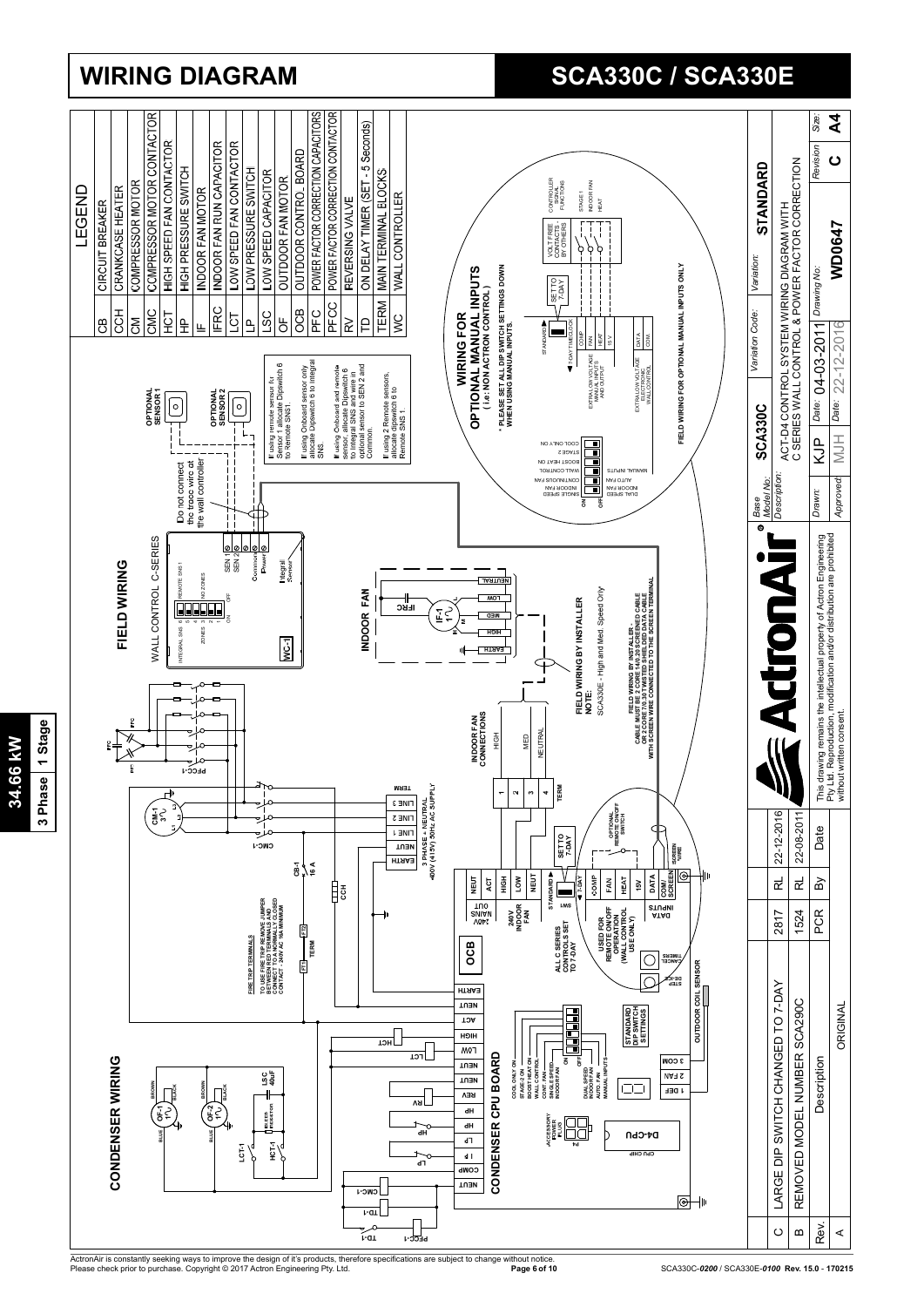# WIRING DIAGRAM

# SCA330C / SCA330E

**34.66 kW**

**3 Phase | 1 Stage**

## LEGEND

| | |
|---|---|
| CB | CIRCUIT BREAKER |
| CCH | CRANKCASE HEATER |
| CM | COMPRESSOR MOTOR |
| CMC | COMPRESSOR MOTOR CONTACTOR |
| HCT | HIGH SPEED FAN CONTACTOR |
| HP | HIGH PRESSURE SWITCH |
| IF | INDOOR FAN MOTOR |
| IFRC | INDOOR FAN RUN CAPACITOR |
| LCT | LOW SPEED FAN CONTACTOR |
| LP | LOW PRESSURE SWITCH |
| LSC | LOW SPEED CAPACITOR |
| OF | OUTDOOR FAN MOTOR |
| OCB | OUTDOOR CONTROL BOARD |
| PFC | POWER FACTOR CORRECTION CAPACITORS |
| PFCC | POWER FACTOR CORRECTION CONTACTOR |
| RV | REVERSING VALVE |
| TD | ON DELAY TIMER (SET - 5 Seconds) |
| TERM | MAIN TERMINAL BLOCKS |
| WC | WALL CONTROLLER |

## CONDENSER WIRING

FIRE TRIP TERMINALS: TO USE FIRE TRIP REMOVE JUMPER BETWEEN RED TERMINALS AND CONNECT TO A NORMALLY CLOSED CONTACT - 240V AC 16A MINIMUM

CB-1 16 A

3 PHASE + NEUTRAL 400V (415V) 50Hz AC SUPPLY

LSC 40uF

## CONDENSER CPU BOARD

ALL C SERIES CONTROLS SET TO 7-DAY

USED FOR REMOTE ON/OFF OPERATION (WALL CONTROL USE ONLY)

OPTIONAL REMOTE ON/OFF SWITCH

STANDARD DIP SWITCH SETTINGS

OUTDOOR COIL SENSOR

## FIELD WIRING

WALL CONTROL C-SERIES

Do not connect the trace wire at the wall controller

OPTIONAL SENSOR 1

OPTIONAL SENSOR 2

If using remote sensor for Sensor 1 allocate Dipswitch 6 to Remote SNS1.

If using Onboard sensor only allocate Dipswitch 6 to Integral SNS.

If using Onboard and remote sensor, allocate Dipswitch 6 to Integral SNS and wire in optional sensor to SEN 2 and Common.

If using 2 Remote sensors, allocate dipswitch 6 to Remote SNS 1.

## INDOOR FAN

INDOOR FAN CONNECTIONS: HIGH, MED, NEUTRAL

FIELD WIRING BY INSTALLER

NOTE: SCA330E - High and Med. Speed Only

FIELD WIRING BY INSTALLER - CABLE MUST BE 2 CORE 14/0.20 SCREENED CABLE OR 2 CORE 7/0.30 TWISTED SHIELDED DATA CABLE WITH SCREEN WIRE CONNECTED TO THE SCREEN TERMINAL

## WIRING FOR OPTIONAL MANUAL INPUTS (i.e: NON ACTRON CONTROL)

* PLEASE SET ALL DIP SWITCH SETTINGS DOWN WHEN USING MANUAL INPUTS.

VOLT FREE CONTACTS - BY OTHERS

FIELD WIRING FOR OPTIONAL MANUAL INPUTS ONLY

| | |
|---|---|
| Base Model No: | SCA330C |
| Variation Code: | |
| Variation: | STANDARD |
| Description: | ACT-D4 CONTROL SYSTEM WIRING DIAGRAM WITH C SERIES WALL CONTROL & POWER FACTOR CORRECTION |
| Drawn: | KJP |
| Date: | 04-03-2011 |
| Approved: | MJH |
| Date: | 22-12-2016 |
| Drawing No: | WD0647 |
| Revision | C |
| Size: | A4 |

| Rev. | Description | PCR | By | Date |
|---|---|---|---|---|
| C | LARGE DIP SWITCH CHANGED TO 7-DAY | 2817 | RL | 22-12-2016 |
| B | REMOVED MODEL NUMBER SCA290C | 1524 | RL | 22-08-2011 |
| A | ORIGINAL | | | |

This drawing remains the intellectual property of Actron Engineering Pty Ltd. Reproduction, modification and/or distribution are prohibited without written consent.

ActronAir is constantly seeking ways to improve the design of it's products, therefore specifications are subject to change without notice.
Please check prior to purchase. Copyright © 2017 Actron Engineering Pty. Ltd.

SCA330C-0200 / SCA330E-0100 Rev. 15.0 - 170215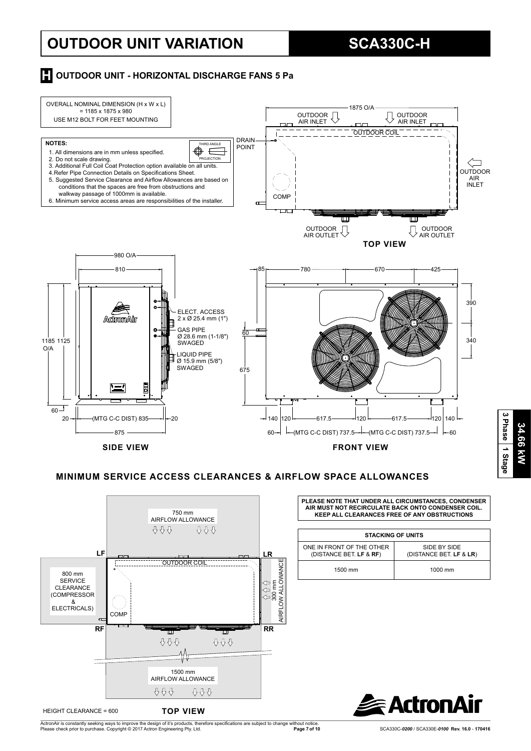# OUTDOOR UNIT VARIATION

# SCA330C-H

## H OUTDOOR UNIT - HORIZONTAL DISCHARGE FANS 5 Pa

OVERALL NOMINAL DIMENSION (H x W x L) = 1185 x 1875 x 980

USE M12 BOLT FOR FEET MOUNTING

**NOTES:**

1. All dimensions are in mm unless specified.
2. Do not scale drawing.
3. Additional Full Coil Coat Protection option available on all units.
4. Refer Pipe Connection Details on Specifications Sheet.
5. Suggested Service Clearance and Airflow Allowances are based on conditions that the spaces are free from obstructions and walkway passage of 1000mm is available.
6. Minimum service access areas are responsibilities of the installer.

THIRD ANGLE PROJECTION

TOP VIEW: 1875 O/A; OUTDOOR AIR INLET; OUTDOOR COIL; DRAIN POINT; COMP; OUTDOOR AIR INLET; OUTDOOR AIR OUTLET

SIDE VIEW: 980 O/A; 810; 1185 O/A; 1125; 60; 20; (MTG C-C DIST) 835; 20; 875

- ELECT. ACCESS 2 x Ø 25.4 mm (1")
- GAS PIPE Ø 28.6 mm (1-1/8") SWAGED
- LIQUID PIPE Ø 15.9 mm (5/8") SWAGED

FRONT VIEW: 85; 780; 670; 425; 390; 340; 60; 675; 140; 120; 617.5; 120; 617.5; 120; 140; 60; (MTG C-C DIST) 737.5; (MTG C-C DIST) 737.5; 60

## MINIMUM SERVICE ACCESS CLEARANCES & AIRFLOW SPACE ALLOWANCES

TOP VIEW: 750 mm AIRFLOW ALLOWANCE; LF; LR; RF; RR; OUTDOOR COIL; COMP; 800 mm SERVICE CLEARANCE (COMPRESSOR & ELECTRICALS); 300 mm AIRFLOW ALLOWANCE; 1500 mm AIRFLOW ALLOWANCE

HEIGHT CLEARANCE = 600

**PLEASE NOTE THAT UNDER ALL CIRCUMSTANCES, CONDENSER AIR MUST NOT RECIRCULATE BACK ONTO CONDENSER COIL. KEEP ALL CLEARANCES FREE OF ANY OBSTRUCTIONS**

| STACKING OF UNITS | |
|---|---|
| ONE IN FRONT OF THE OTHER (DISTANCE BET. **LF** & **RF**) | SIDE BY SIDE (DISTANCE BET. **LF** & **LR**) |
| 1500 mm | 1000 mm |

34.66 kW | 3 Phase | 1 Stage

ActronAir is constantly seeking ways to improve the design of it's products, therefore specifications are subject to change without notice. Please check prior to purchase. Copyright © 2017 Actron Engineering Pty. Ltd.

SCA330C-*0200* / SCA330E-*0100* Rev. 16.0 - 170416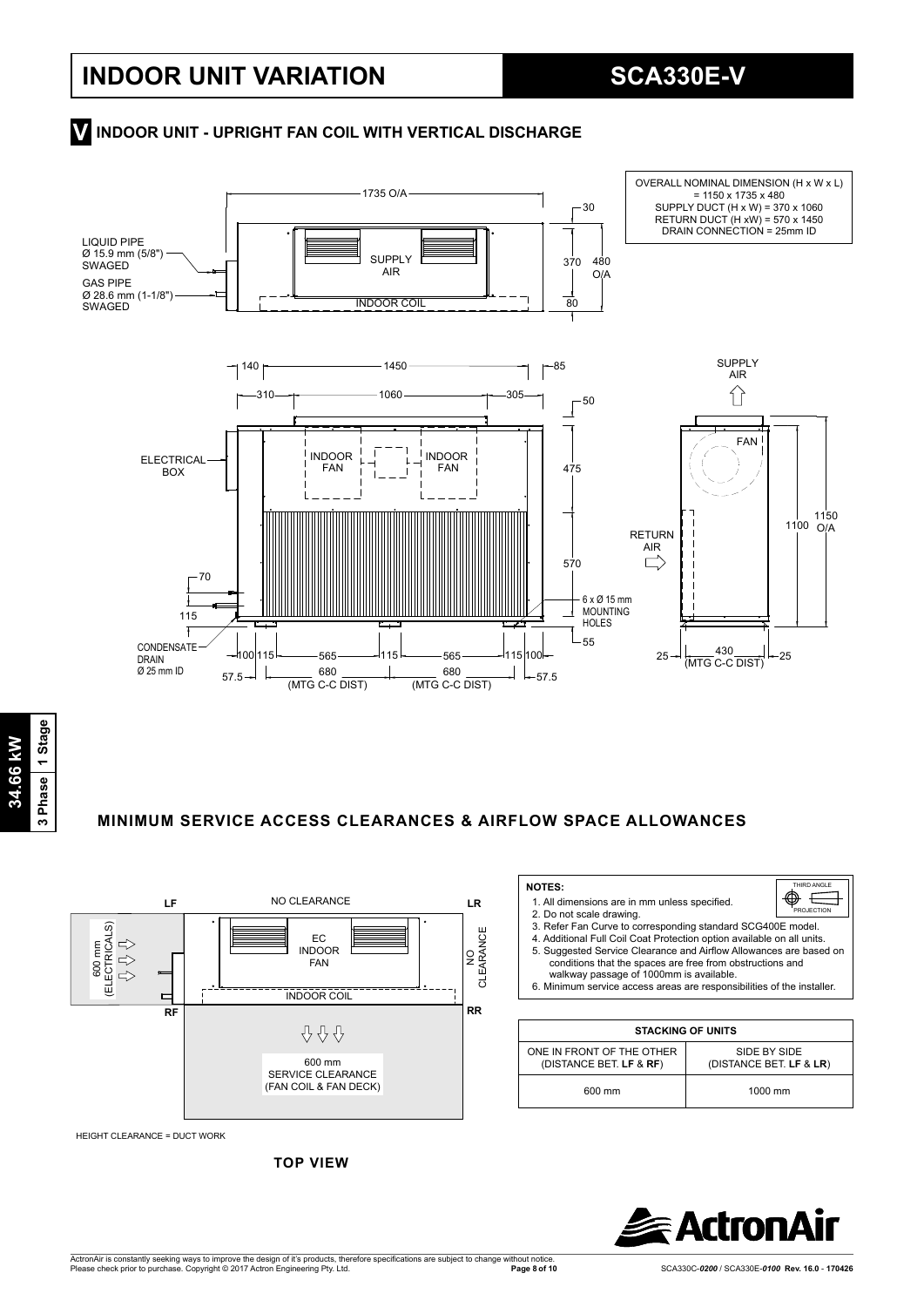# INDOOR UNIT VARIATION

## SCA330E-V

### V INDOOR UNIT - UPRIGHT FAN COIL WITH VERTICAL DISCHARGE

OVERALL NOMINAL DIMENSION (H x W x L) = 1150 x 1735 x 480
SUPPLY DUCT (H x W) = 370 x 1060
RETURN DUCT (H xW) = 570 x 1450
DRAIN CONNECTION = 25mm ID

1735 O/A
30
370
480 O/A
80
LIQUID PIPE Ø 15.9 mm (5/8") SWAGED
GAS PIPE Ø 28.6 mm (1-1/8") SWAGED
SUPPLY AIR
INDOOR COIL

140
1450
85
310
1060
305
50
475
570
55
ELECTRICAL BOX
INDOOR FAN
INDOOR FAN
70
115
CONDENSATE DRAIN Ø 25 mm ID
6 x Ø 15 mm MOUNTING HOLES
100 115 565 115 565 115 100
57.5 680 (MTG C-C DIST) 680 (MTG C-C DIST) 57.5

SUPPLY AIR
FAN
RETURN AIR
1100
1150 O/A
25 430 (MTG C-C DIST) 25

34.66 kW | 3 Phase | 1 Stage

## MINIMUM SERVICE ACCESS CLEARANCES & AIRFLOW SPACE ALLOWANCES

LF
NO CLEARANCE
LR
600 mm (ELECTRICALS)
EC INDOOR FAN
NO CLEARANCE
INDOOR COIL
RF
RR
600 mm SERVICE CLEARANCE (FAN COIL & FAN DECK)

HEIGHT CLEARANCE = DUCT WORK

**TOP VIEW**

**NOTES:**

THIRD ANGLE PROJECTION

1. All dimensions are in mm unless specified.
2. Do not scale drawing.
3. Refer Fan Curve to corresponding standard SCG400E model.
4. Additional Full Coil Coat Protection option available on all units.
5. Suggested Service Clearance and Airflow Allowances are based on conditions that the spaces are free from obstructions and walkway passage of 1000mm is available.
6. Minimum service access areas are responsibilities of the installer.

| STACKING OF UNITS | |
|---|---|
| ONE IN FRONT OF THE OTHER (DISTANCE BET. **LF** & **RF**) | SIDE BY SIDE (DISTANCE BET. **LF** & **LR**) |
| 600 mm | 1000 mm |

ActronAir

ActronAir is constantly seeking ways to improve the design of it's products, therefore specifications are subject to change without notice.
Please check prior to purchase. Copyright © 2017 Actron Engineering Pty. Ltd.

SCA330C-*0200* / SCA330E-*0100* **Rev. 16.0 - 170426**